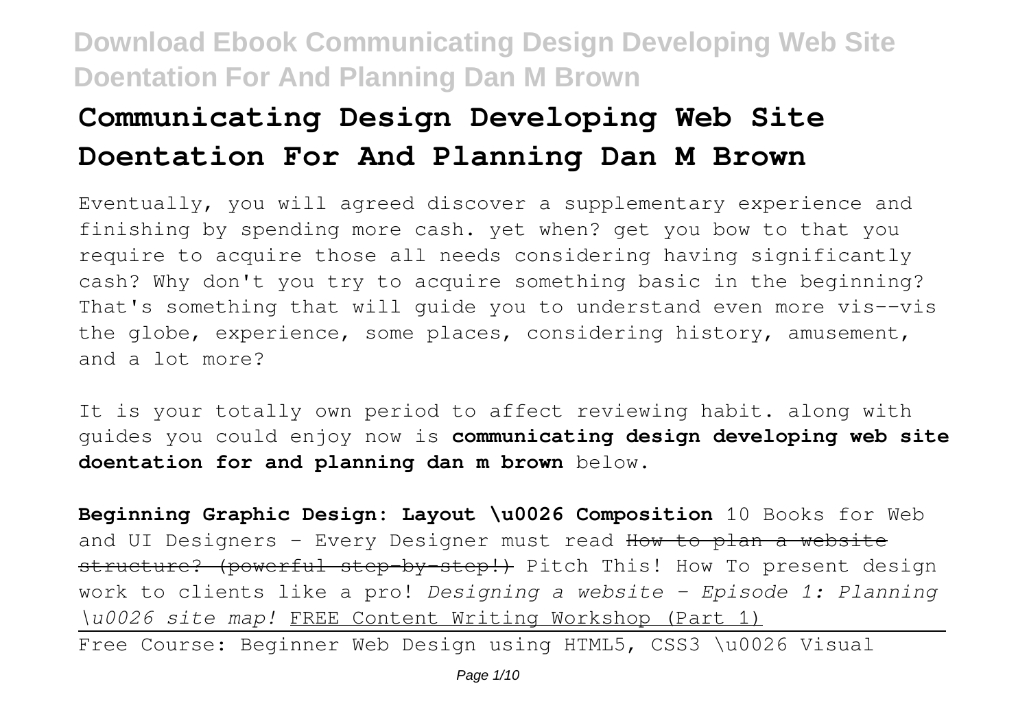# Communicating Design Developing Web Site Doentation For And Planning Dan M Brown

Eventually, you will agreed discover a supplementary experience and finishing by spending more cash. yet when? get you bow to that you require to acquire those all needs considering having significantly cash? Why don't you try to acquire something basic in the beginning? That's something that will guide you to understand even more vis--vis the globe, experience, some places, considering history, amusement, and a lot more?

It is your totally own period to affect reviewing habit. along with guides you could enjoy now is **communicating design developing web site doentation for and planning dan m brown** below.

**Beginning Graphic Design: Layout \u0026 Composition** 10 Books for Web and UI Designers - Every Designer must read ~~How to plan a website structure? (powerful step-by-step!)~~ Pitch This! How To present design work to clients like a pro! *Designing a website - Episode 1: Planning \u0026 site map!* FREE Content Writing Workshop (Part 1)

Free Course: Beginner Web Design using HTML5, CSS3 \u0026 Visual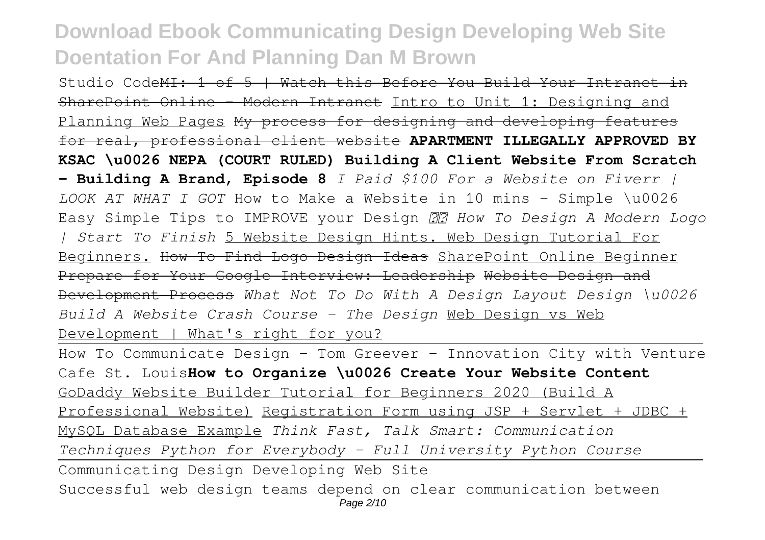Studio Code~~MI: 1 of 5 | Watch this Before You Build Your Intranet in SharePoint Online - Modern Intranet~~ Intro to Unit 1: Designing and Planning Web Pages ~~My process for designing and developing features for real, professional client website~~ **APARTMENT ILLEGALLY APPROVED BY KSAC \u0026 NEPA (COURT RULED) Building A Client Website From Scratch - Building A Brand, Episode 8** *I Paid $100 For a Website on Fiverr | LOOK AT WHAT I GOT* How to Make a Website in 10 mins - Simple \u0026 Easy Simple Tips to IMPROVE your Design *How To Design A Modern Logo | Start To Finish* 5 Website Design Hints. Web Design Tutorial For Beginners. ~~How To Find Logo Design Ideas~~ SharePoint Online Beginner ~~Prepare for Your Google Interview: Leadership~~ ~~Website Design and Development Process~~ *What Not To Do With A Design Layout Design \u0026 Build A Website Crash Course - The Design* Web Design vs Web Development | What's right for you?

How To Communicate Design - Tom Greever - Innovation City with Venture Cafe St. Louis**How to Organize \u0026 Create Your Website Content** GoDaddy Website Builder Tutorial for Beginners 2020 (Build A Professional Website) Registration Form using JSP + Servlet + JDBC + MySQL Database Example *Think Fast, Talk Smart: Communication Techniques* *Python for Everybody - Full University Python Course*

Communicating Design Developing Web Site

Successful web design teams depend on clear communication between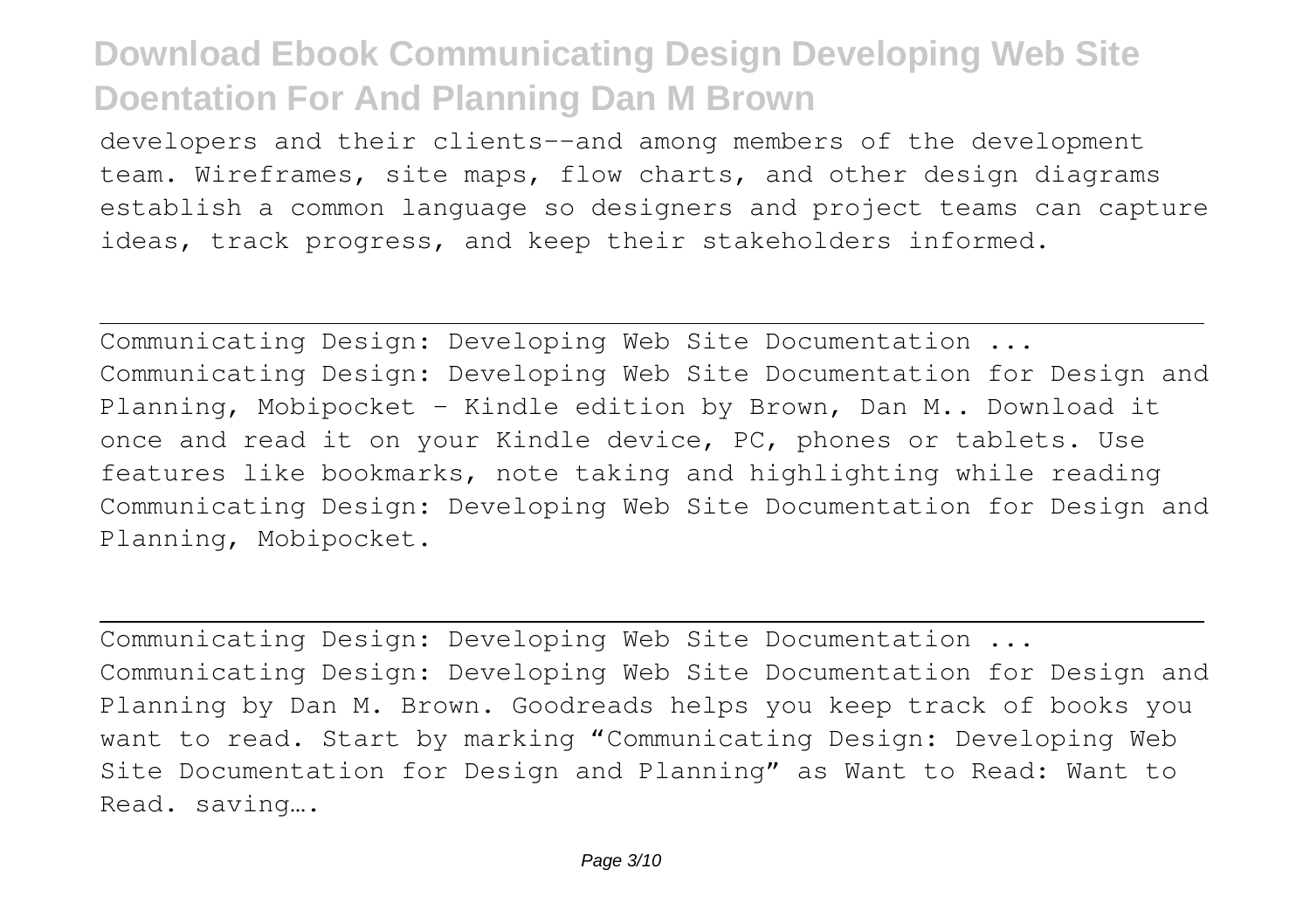developers and their clients--and among members of the development team. Wireframes, site maps, flow charts, and other design diagrams establish a common language so designers and project teams can capture ideas, track progress, and keep their stakeholders informed.

---

Communicating Design: Developing Web Site Documentation ...
Communicating Design: Developing Web Site Documentation for Design and Planning, Mobipocket - Kindle edition by Brown, Dan M.. Download it once and read it on your Kindle device, PC, phones or tablets. Use features like bookmarks, note taking and highlighting while reading Communicating Design: Developing Web Site Documentation for Design and Planning, Mobipocket.

---

Communicating Design: Developing Web Site Documentation ...
Communicating Design: Developing Web Site Documentation for Design and Planning by Dan M. Brown. Goodreads helps you keep track of books you want to read. Start by marking "Communicating Design: Developing Web Site Documentation for Design and Planning" as Want to Read: Want to Read. saving….

---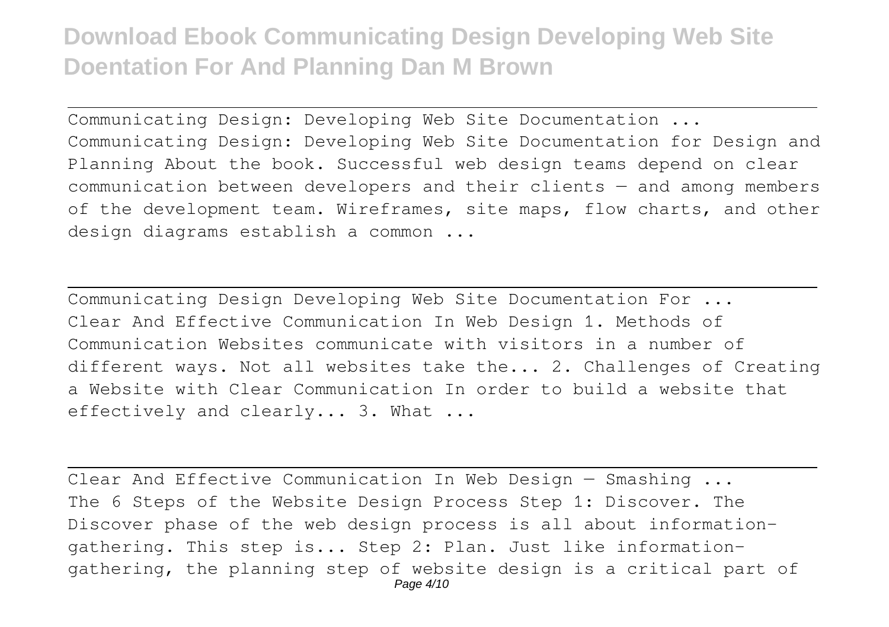Communicating Design: Developing Web Site Documentation ...
Communicating Design: Developing Web Site Documentation for Design and Planning About the book. Successful web design teams depend on clear communication between developers and their clients — and among members of the development team. Wireframes, site maps, flow charts, and other design diagrams establish a common ...

Communicating Design Developing Web Site Documentation For ...
Clear And Effective Communication In Web Design 1. Methods of Communication Websites communicate with visitors in a number of different ways. Not all websites take the... 2. Challenges of Creating a Website with Clear Communication In order to build a website that effectively and clearly... 3. What ...

Clear And Effective Communication In Web Design — Smashing ...
The 6 Steps of the Website Design Process Step 1: Discover. The Discover phase of the web design process is all about information-gathering. This step is... Step 2: Plan. Just like information-gathering, the planning step of website design is a critical part of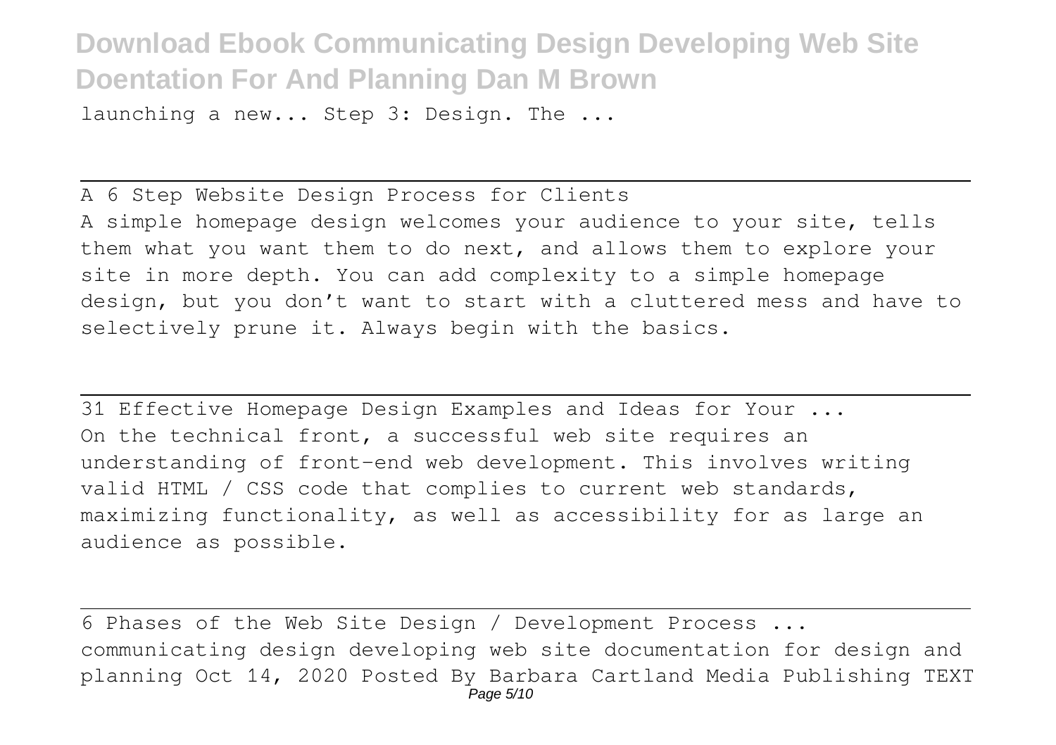launching a new... Step 3: Design. The ...

A 6 Step Website Design Process for Clients

A simple homepage design welcomes your audience to your site, tells them what you want them to do next, and allows them to explore your site in more depth. You can add complexity to a simple homepage design, but you don't want to start with a cluttered mess and have to selectively prune it. Always begin with the basics.

31 Effective Homepage Design Examples and Ideas for Your ...

On the technical front, a successful web site requires an understanding of front-end web development. This involves writing valid HTML / CSS code that complies to current web standards, maximizing functionality, as well as accessibility for as large an audience as possible.

6 Phases of the Web Site Design / Development Process ...

communicating design developing web site documentation for design and planning Oct 14, 2020 Posted By Barbara Cartland Media Publishing TEXT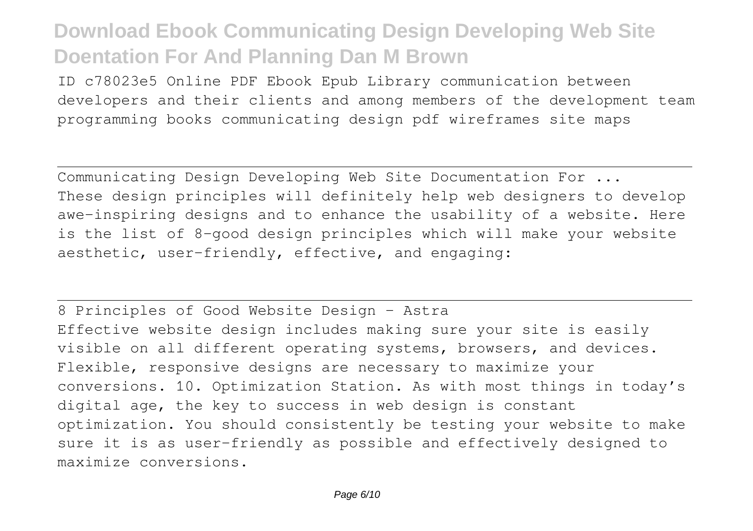ID c78023e5 Online PDF Ebook Epub Library communication between developers and their clients and among members of the development team programming books communicating design pdf wireframes site maps

Communicating Design Developing Web Site Documentation For ...

These design principles will definitely help web designers to develop awe-inspiring designs and to enhance the usability of a website. Here is the list of 8-good design principles which will make your website aesthetic, user-friendly, effective, and engaging:

8 Principles of Good Website Design - Astra

Effective website design includes making sure your site is easily visible on all different operating systems, browsers, and devices. Flexible, responsive designs are necessary to maximize your conversions. 10. Optimization Station. As with most things in today's digital age, the key to success in web design is constant optimization. You should consistently be testing your website to make sure it is as user-friendly as possible and effectively designed to maximize conversions.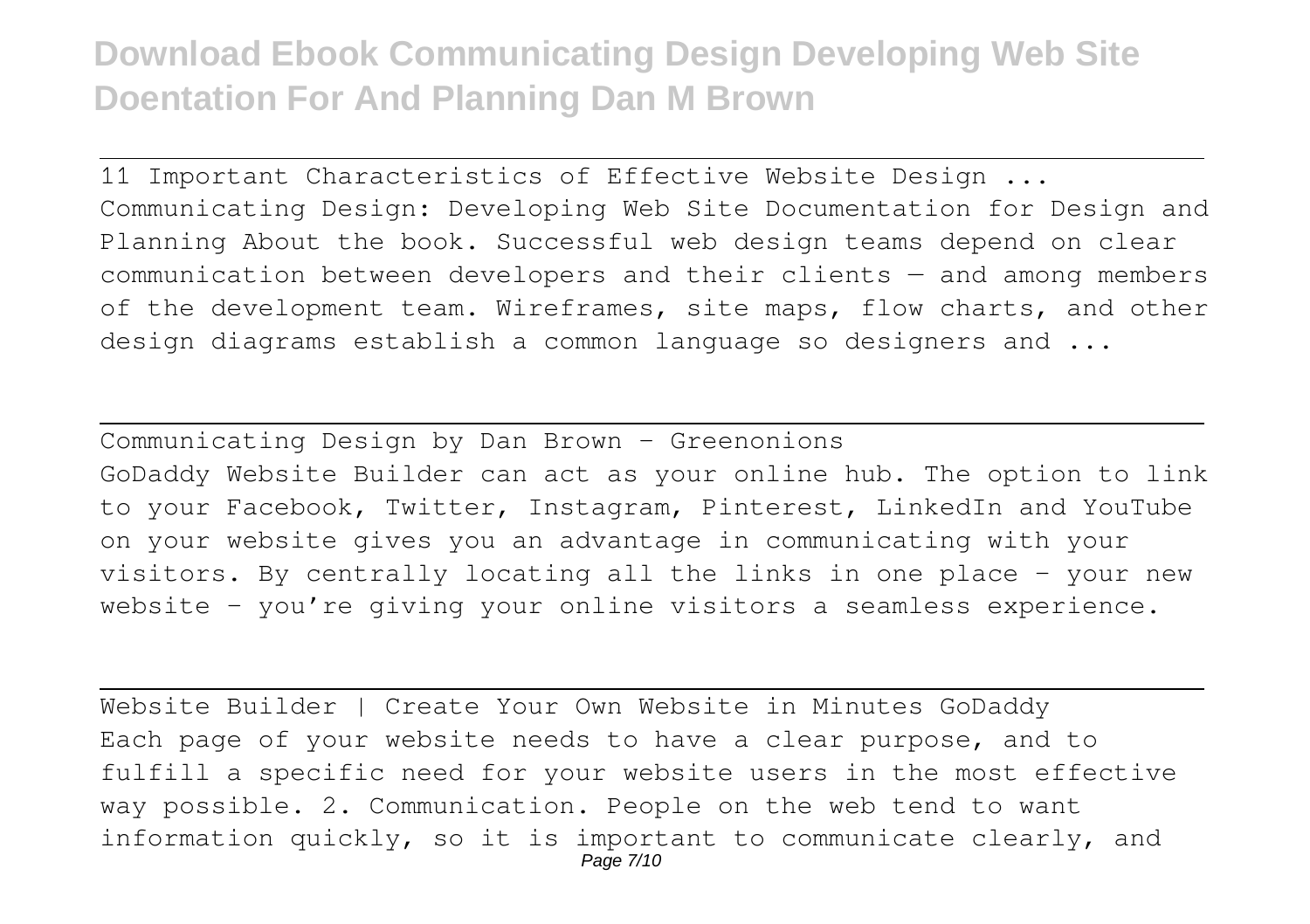11 Important Characteristics of Effective Website Design ...
Communicating Design: Developing Web Site Documentation for Design and Planning About the book. Successful web design teams depend on clear communication between developers and their clients — and among members of the development team. Wireframes, site maps, flow charts, and other design diagrams establish a common language so designers and ...

Communicating Design by Dan Brown - Greenonions
GoDaddy Website Builder can act as your online hub. The option to link to your Facebook, Twitter, Instagram, Pinterest, LinkedIn and YouTube on your website gives you an advantage in communicating with your visitors. By centrally locating all the links in one place – your new website – you're giving your online visitors a seamless experience.

Website Builder | Create Your Own Website in Minutes GoDaddy
Each page of your website needs to have a clear purpose, and to fulfill a specific need for your website users in the most effective way possible. 2. Communication. People on the web tend to want information quickly, so it is important to communicate clearly, and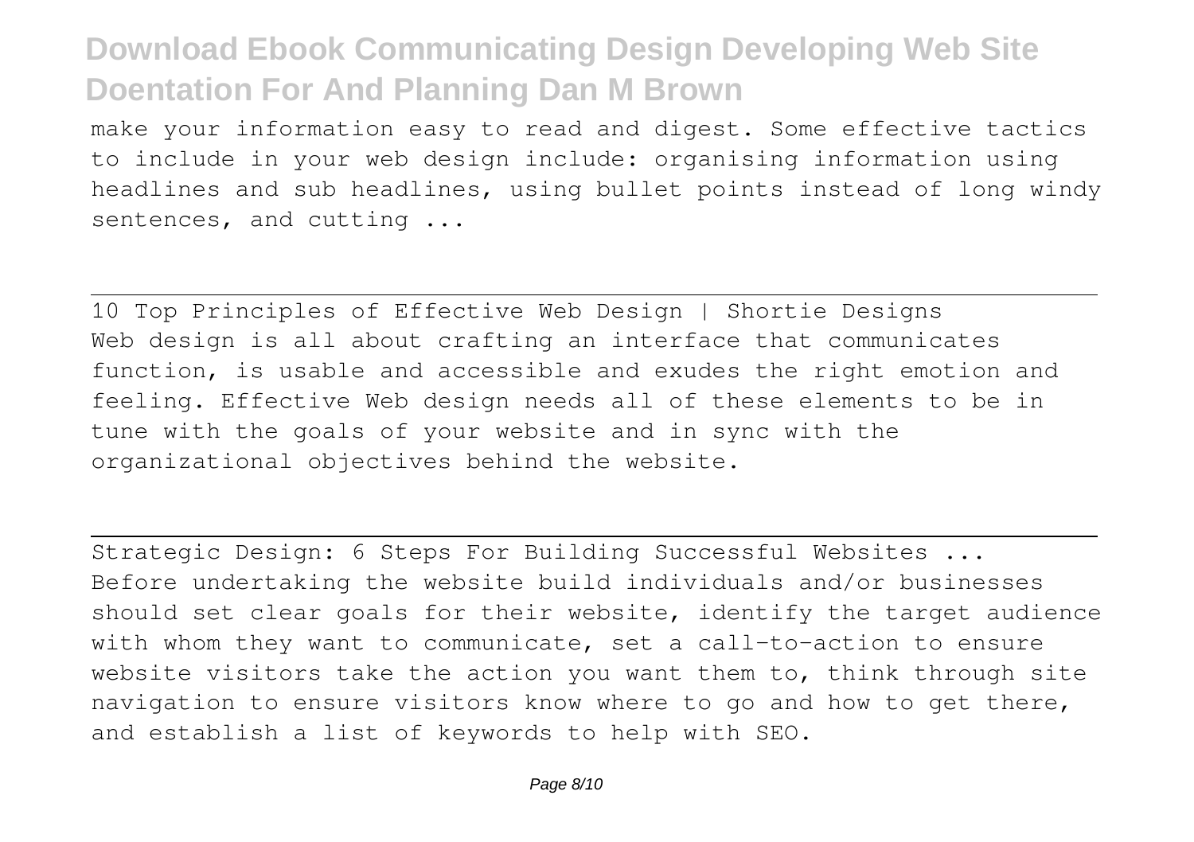make your information easy to read and digest. Some effective tactics to include in your web design include: organising information using headlines and sub headlines, using bullet points instead of long windy sentences, and cutting ...

## 10 Top Principles of Effective Web Design | Shortie Designs

Web design is all about crafting an interface that communicates function, is usable and accessible and exudes the right emotion and feeling. Effective Web design needs all of these elements to be in tune with the goals of your website and in sync with the organizational objectives behind the website.

## Strategic Design: 6 Steps For Building Successful Websites ...

Before undertaking the website build individuals and/or businesses should set clear goals for their website, identify the target audience with whom they want to communicate, set a call-to-action to ensure website visitors take the action you want them to, think through site navigation to ensure visitors know where to go and how to get there, and establish a list of keywords to help with SEO.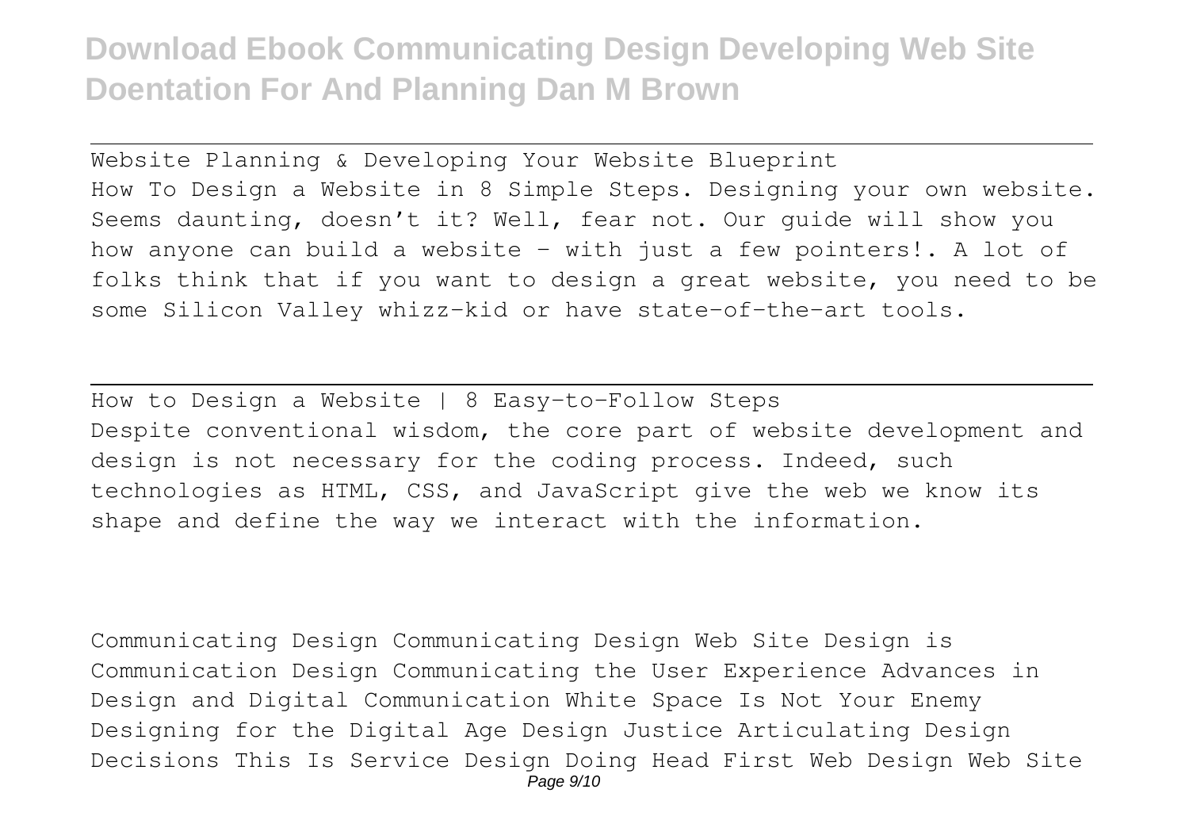Website Planning & Developing Your Website Blueprint
How To Design a Website in 8 Simple Steps. Designing your own website. Seems daunting, doesn't it? Well, fear not. Our guide will show you how anyone can build a website – with just a few pointers!. A lot of folks think that if you want to design a great website, you need to be some Silicon Valley whizz-kid or have state-of-the-art tools.

---

How to Design a Website | 8 Easy-to-Follow Steps
Despite conventional wisdom, the core part of website development and design is not necessary for the coding process. Indeed, such technologies as HTML, CSS, and JavaScript give the web we know its shape and define the way we interact with the information.

Communicating Design Communicating Design Web Site Design is Communication Design Communicating the User Experience Advances in Design and Digital Communication White Space Is Not Your Enemy Designing for the Digital Age Design Justice Articulating Design Decisions This Is Service Design Doing Head First Web Design Web Site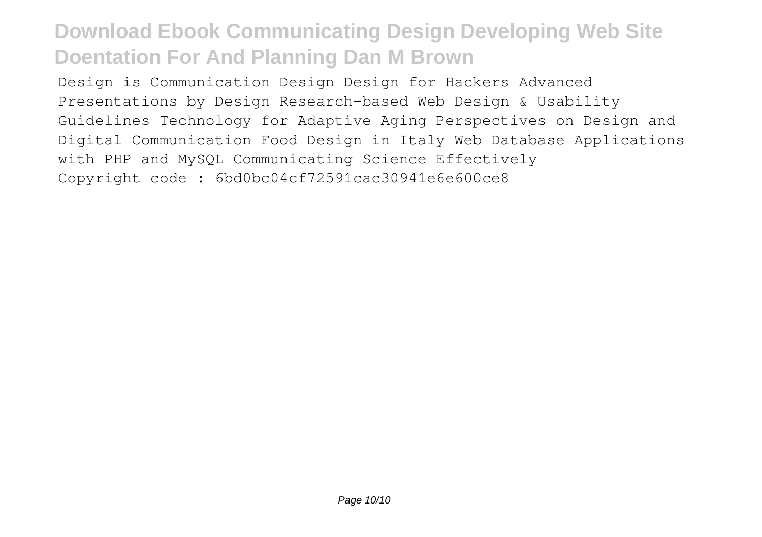Design is Communication Design Design for Hackers Advanced Presentations by Design Research-based Web Design & Usability Guidelines Technology for Adaptive Aging Perspectives on Design and Digital Communication Food Design in Italy Web Database Applications with PHP and MySQL Communicating Science Effectively
Copyright code : 6bd0bc04cf72591cac30941e6e600ce8